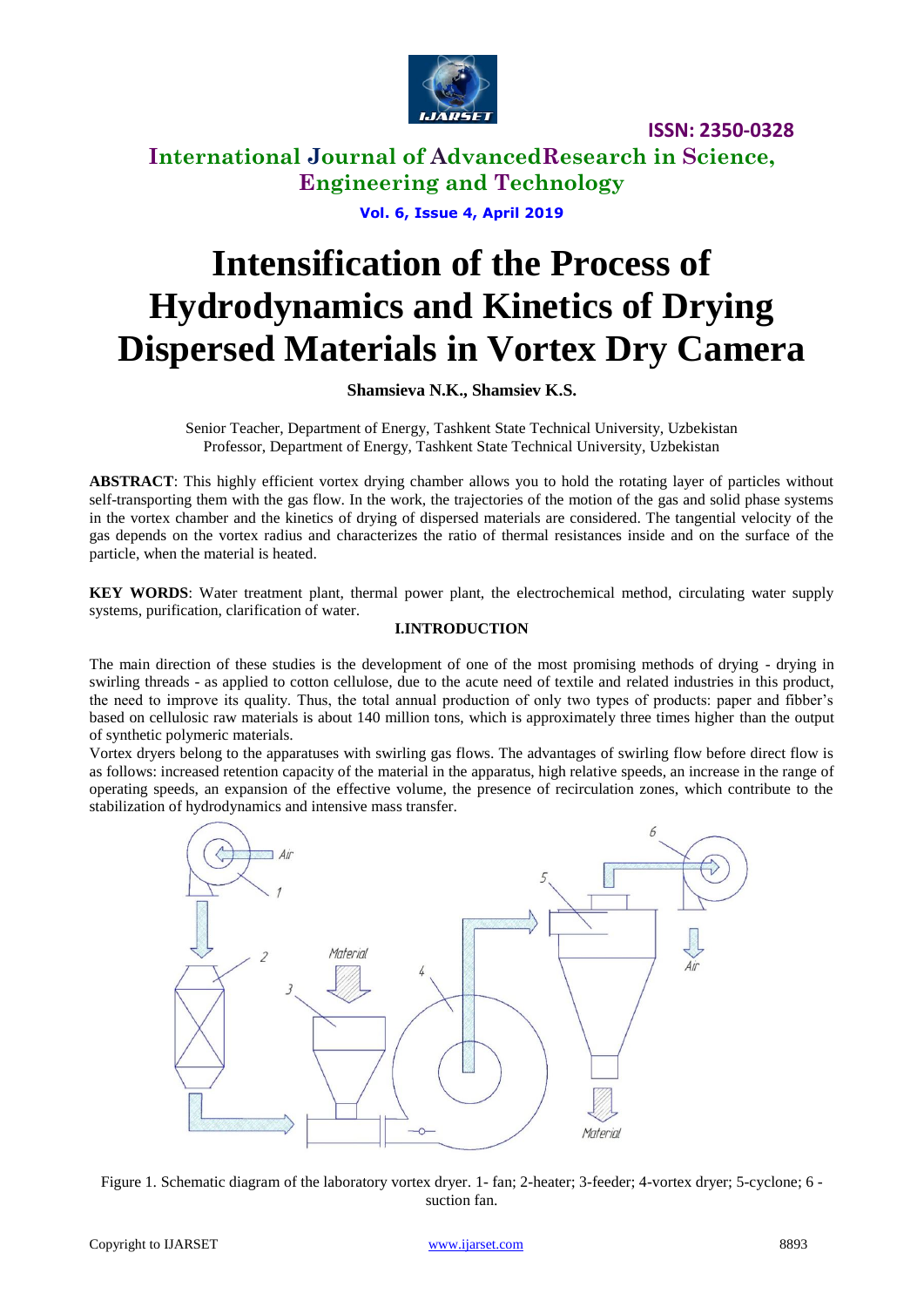# Intensification of the Process of Hydrodynamics and Kinetics of Drying Dispersed Materials in Vortex Dry Camera

**Shamsieva N.K., Shamsiev K.S.**

Senior Teacher, Department of Energy, Tashkent State Technical University, Uzbekistan
Professor, Department of Energy, Tashkent State Technical University, Uzbekistan

**ABSTRACT**: This highly efficient vortex drying chamber allows you to hold the rotating layer of particles without self-transporting them with the gas flow. In the work, the trajectories of the motion of the gas and solid phase systems in the vortex chamber and the kinetics of drying of dispersed materials are considered. The tangential velocity of the gas depends on the vortex radius and characterizes the ratio of thermal resistances inside and on the surface of the particle, when the material is heated.

**KEY WORDS**: Water treatment plant, thermal power plant, the electrochemical method, circulating water supply systems, purification, clarification of water.

## I.INTRODUCTION

The main direction of these studies is the development of one of the most promising methods of drying - drying in swirling threads - as applied to cotton cellulose, due to the acute need of textile and related industries in this product, the need to improve its quality. Thus, the total annual production of only two types of products: paper and fibber's based on cellulosic raw materials is about 140 million tons, which is approximately three times higher than the output of synthetic polymeric materials.

Vortex dryers belong to the apparatuses with swirling gas flows. The advantages of swirling flow before direct flow is as follows: increased retention capacity of the material in the apparatus, high relative speeds, an increase in the range of operating speeds, an expansion of the effective volume, the presence of recirculation zones, which contribute to the stabilization of hydrodynamics and intensive mass transfer.

Figure 1. Schematic diagram of the laboratory vortex dryer. 1- fan; 2-heater; 3-feeder; 4-vortex dryer; 5-cyclone; 6 - suction fan.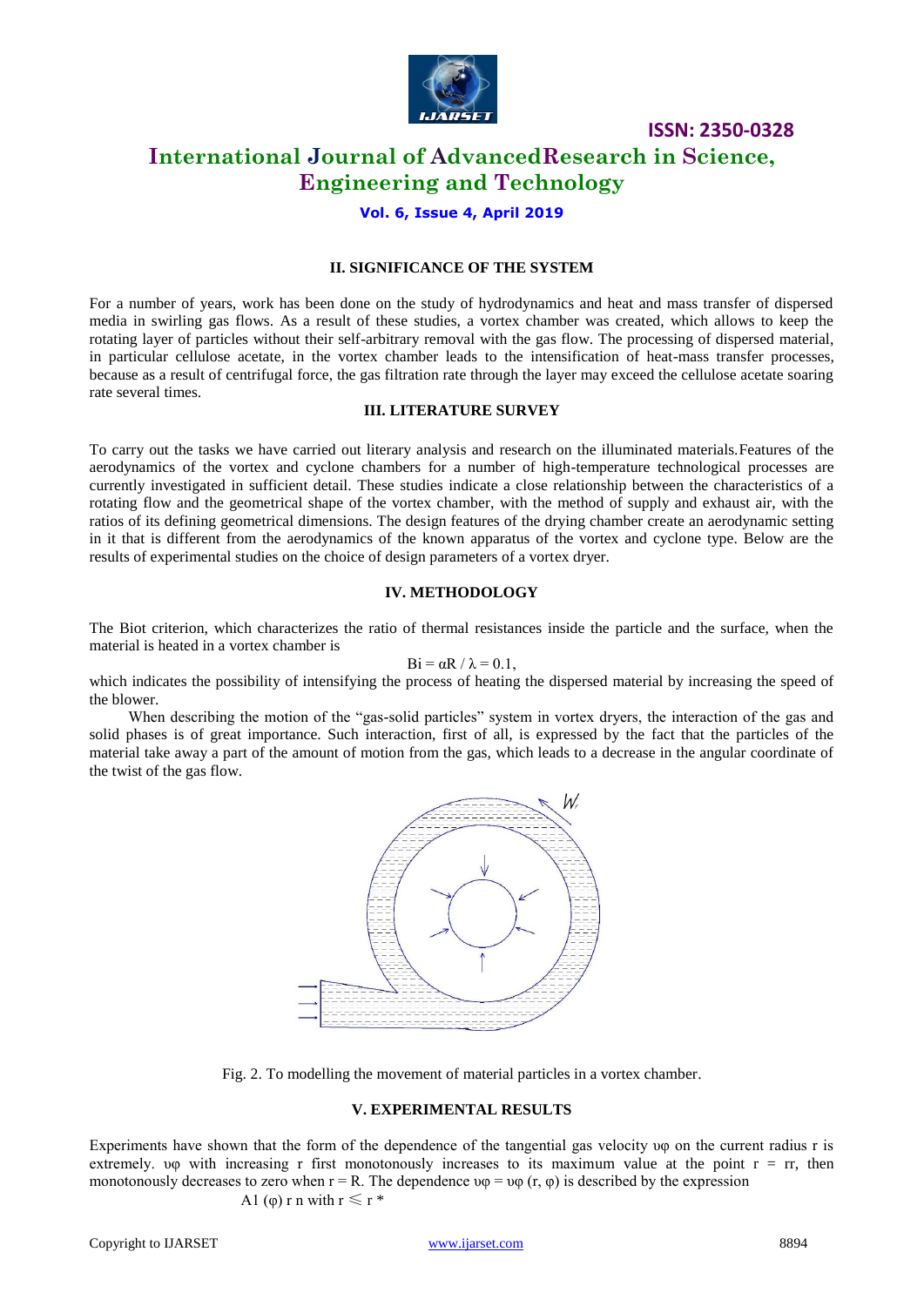### II. SIGNIFICANCE OF THE SYSTEM

For a number of years, work has been done on the study of hydrodynamics and heat and mass transfer of dispersed media in swirling gas flows. As a result of these studies, a vortex chamber was created, which allows to keep the rotating layer of particles without their self-arbitrary removal with the gas flow. The processing of dispersed material, in particular cellulose acetate, in the vortex chamber leads to the intensification of heat-mass transfer processes, because as a result of centrifugal force, the gas filtration rate through the layer may exceed the cellulose acetate soaring rate several times.

### III. LITERATURE SURVEY

To carry out the tasks we have carried out literary analysis and research on the illuminated materials.Features of the aerodynamics of the vortex and cyclone chambers for a number of high-temperature technological processes are currently investigated in sufficient detail. These studies indicate a close relationship between the characteristics of a rotating flow and the geometrical shape of the vortex chamber, with the method of supply and exhaust air, with the ratios of its defining geometrical dimensions. The design features of the drying chamber create an aerodynamic setting in it that is different from the aerodynamics of the known apparatus of the vortex and cyclone type. Below are the results of experimental studies on the choice of design parameters of a vortex dryer.

### IV. METHODOLOGY

The Biot criterion, which characterizes the ratio of thermal resistances inside the particle and the surface, when the material is heated in a vortex chamber is

$$Bi = \alpha R / \lambda = 0.1,$$

which indicates the possibility of intensifying the process of heating the dispersed material by increasing the speed of the blower.

When describing the motion of the "gas-solid particles" system in vortex dryers, the interaction of the gas and solid phases is of great importance. Such interaction, first of all, is expressed by the fact that the particles of the material take away a part of the amount of motion from the gas, which leads to a decrease in the angular coordinate of the twist of the gas flow.

Fig. 2. To modelling the movement of material particles in a vortex chamber.

### V. EXPERIMENTAL RESULTS

Experiments have shown that the form of the dependence of the tangential gas velocity $\upsilon_\varphi$ on the current radius r is extremely. $\upsilon_\varphi$ with increasing r first monotonously increases to its maximum value at the point $r = r_r$, then monotonously decreases to zero when $r = R$. The dependence $\upsilon_\varphi = \upsilon_\varphi(r, \varphi)$ is described by the expression

$A_1(\varphi)\, r^n$ with $r \leqslant r^*$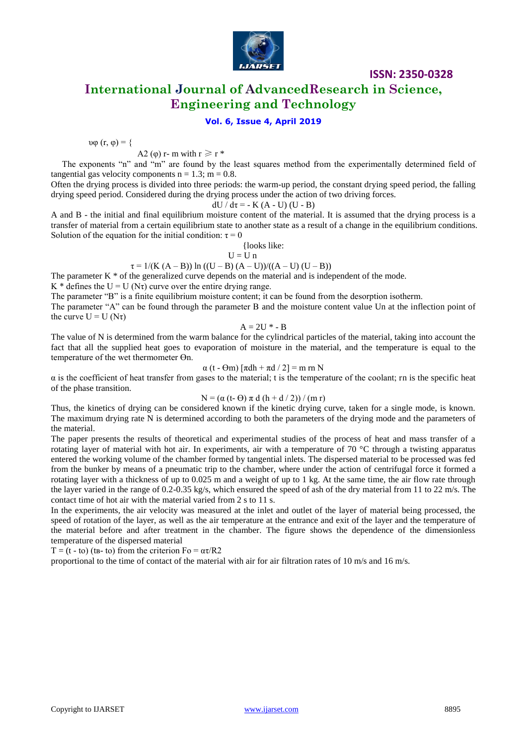$\upsilon\varphi\,(r, \varphi) = \{$

$A2\,(\varphi)\, r^{-m}$ with $r \geqslant r^*$

The exponents "n" and "m" are found by the least squares method from the experimentally determined field of tangential gas velocity components n = 1.3; m = 0.8.

Often the drying process is divided into three periods: the warm-up period, the constant drying speed period, the falling drying speed period. Considered during the drying process under the action of two driving forces.

$$dU / d\tau = - K (A - U) (U - B)$$

A and B - the initial and final equilibrium moisture content of the material. It is assumed that the drying process is a transfer of material from a certain equilibrium state to another state as a result of a change in the equilibrium conditions. Solution of the equation for the initial condition: $\tau = 0$

{looks like:

$$U = U_n$$

$$\tau = 1/(K (A - B)) \ln ((U - B) (A - U))/((A - U) (U - B))$$

The parameter $K^*$ of the generalized curve depends on the material and is independent of the mode.

$K^*$ defines the $U = U (N\tau)$ curve over the entire drying range.

The parameter "B" is a finite equilibrium moisture content; it can be found from the desorption isotherm.

The parameter "A" can be found through the parameter B and the moisture content value $U_n$ at the inflection point of the curve $U = U (N\tau)$

$$A = 2U^* - B$$

The value of N is determined from the warm balance for the cylindrical particles of the material, taking into account the fact that all the supplied heat goes to evaporation of moisture in the material, and the temperature is equal to the temperature of the wet thermometer $\Theta n$.

$$\alpha (t - \Theta m) [\pi dh + \pi d / 2] = m\, r_n\, N$$

$\alpha$ is the coefficient of heat transfer from gases to the material; t is the temperature of the coolant; $r_n$ is the specific heat of the phase transition.

$$N = (\alpha (t - \Theta)\, \pi\, d\, (h + d / 2)) / (m\, r)$$

Thus, the kinetics of drying can be considered known if the kinetic drying curve, taken for a single mode, is known. The maximum drying rate N is determined according to both the parameters of the drying mode and the parameters of the material.

The paper presents the results of theoretical and experimental studies of the process of heat and mass transfer of a rotating layer of material with hot air. In experiments, air with a temperature of 70 °C through a twisting apparatus entered the working volume of the chamber formed by tangential inlets. The dispersed material to be processed was fed from the bunker by means of a pneumatic trip to the chamber, where under the action of centrifugal force it formed a rotating layer with a thickness of up to 0.025 m and a weight of up to 1 kg. At the same time, the air flow rate through the layer varied in the range of 0.2-0.35 kg/s, which ensured the speed of ash of the dry material from 11 to 22 m/s. The contact time of hot air with the material varied from 2 s to 11 s.

In the experiments, the air velocity was measured at the inlet and outlet of the layer of material being processed, the speed of rotation of the layer, as well as the air temperature at the entrance and exit of the layer and the temperature of the material before and after treatment in the chamber. The figure shows the dependence of the dimensionless temperature of the dispersed material

$T = (t - t_o) (t_в - t_o)$ from the criterion $Fo = \alpha\tau/R^2$

proportional to the time of contact of the material with air for air filtration rates of 10 m/s and 16 m/s.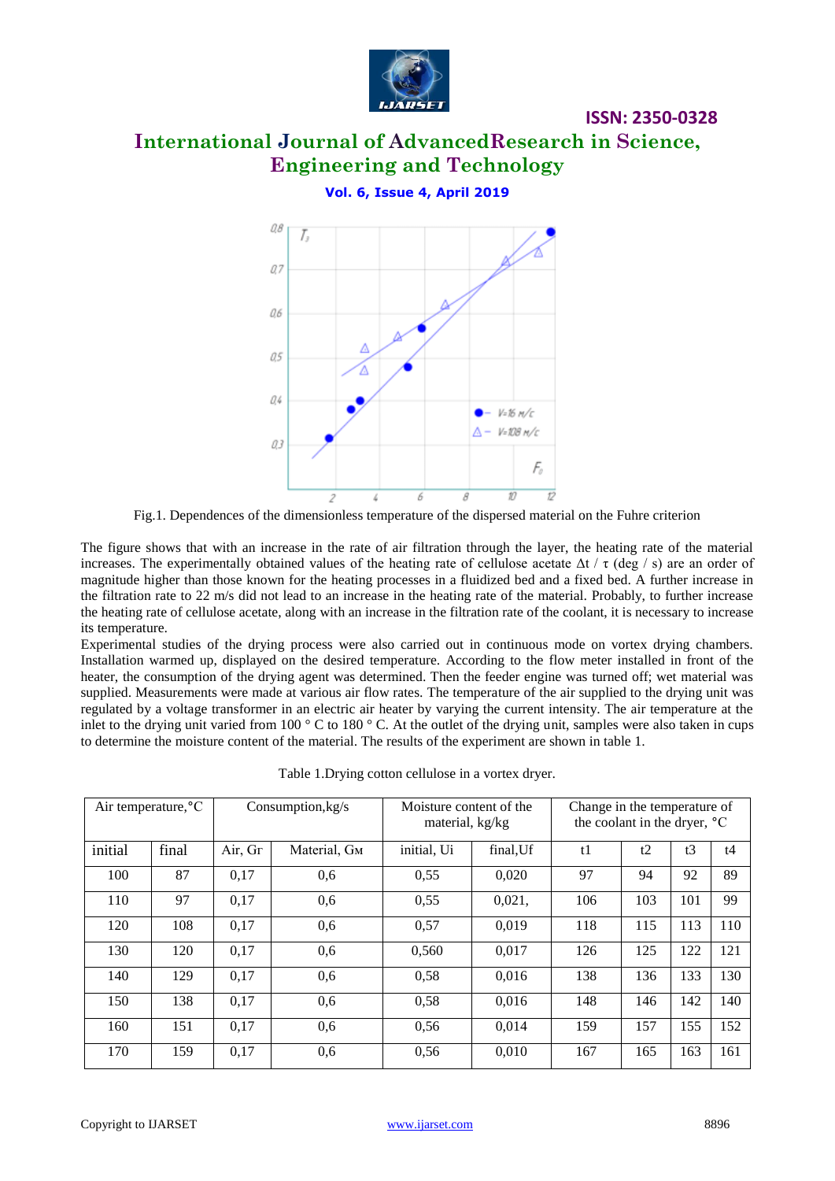Fig.1. Dependences of the dimensionless temperature of the dispersed material on the Fuhre criterion

The figure shows that with an increase in the rate of air filtration through the layer, the heating rate of the material increases. The experimentally obtained values of the heating rate of cellulose acetate $\Delta t$ / $\tau$ (deg / s) are an order of magnitude higher than those known for the heating processes in a fluidized bed and a fixed bed. A further increase in the filtration rate to 22 m/s did not lead to an increase in the heating rate of the material. Probably, to further increase the heating rate of cellulose acetate, along with an increase in the filtration rate of the coolant, it is necessary to increase its temperature.

Experimental studies of the drying process were also carried out in continuous mode on vortex drying chambers. Installation warmed up, displayed on the desired temperature. According to the flow meter installed in front of the heater, the consumption of the drying agent was determined. Then the feeder engine was turned off; wet material was supplied. Measurements were made at various air flow rates. The temperature of the air supplied to the drying unit was regulated by a voltage transformer in an electric air heater by varying the current intensity. The air temperature at the inlet to the drying unit varied from 100 ° C to 180 ° C. At the outlet of the drying unit, samples were also taken in cups to determine the moisture content of the material. The results of the experiment are shown in table 1.

Table 1.Drying cotton cellulose in a vortex dryer.

| Air temperature,°C | | Consumption,kg/s | | Moisture content of the material, kg/kg | | Change in the temperature of the coolant in the dryer, °C | | | |
|---|---|---|---|---|---|---|---|---|---|
| initial | final | Air, Gr | Material, Gм | initial, Ui | final,Uf | t1 | t2 | t3 | t4 |
| 100 | 87 | 0,17 | 0,6 | 0,55 | 0,020 | 97 | 94 | 92 | 89 |
| 110 | 97 | 0,17 | 0,6 | 0,55 | 0,021, | 106 | 103 | 101 | 99 |
| 120 | 108 | 0,17 | 0,6 | 0,57 | 0,019 | 118 | 115 | 113 | 110 |
| 130 | 120 | 0,17 | 0,6 | 0,560 | 0,017 | 126 | 125 | 122 | 121 |
| 140 | 129 | 0,17 | 0,6 | 0,58 | 0,016 | 138 | 136 | 133 | 130 |
| 150 | 138 | 0,17 | 0,6 | 0,58 | 0,016 | 148 | 146 | 142 | 140 |
| 160 | 151 | 0,17 | 0,6 | 0,56 | 0,014 | 159 | 157 | 155 | 152 |
| 170 | 159 | 0,17 | 0,6 | 0,56 | 0,010 | 167 | 165 | 163 | 161 |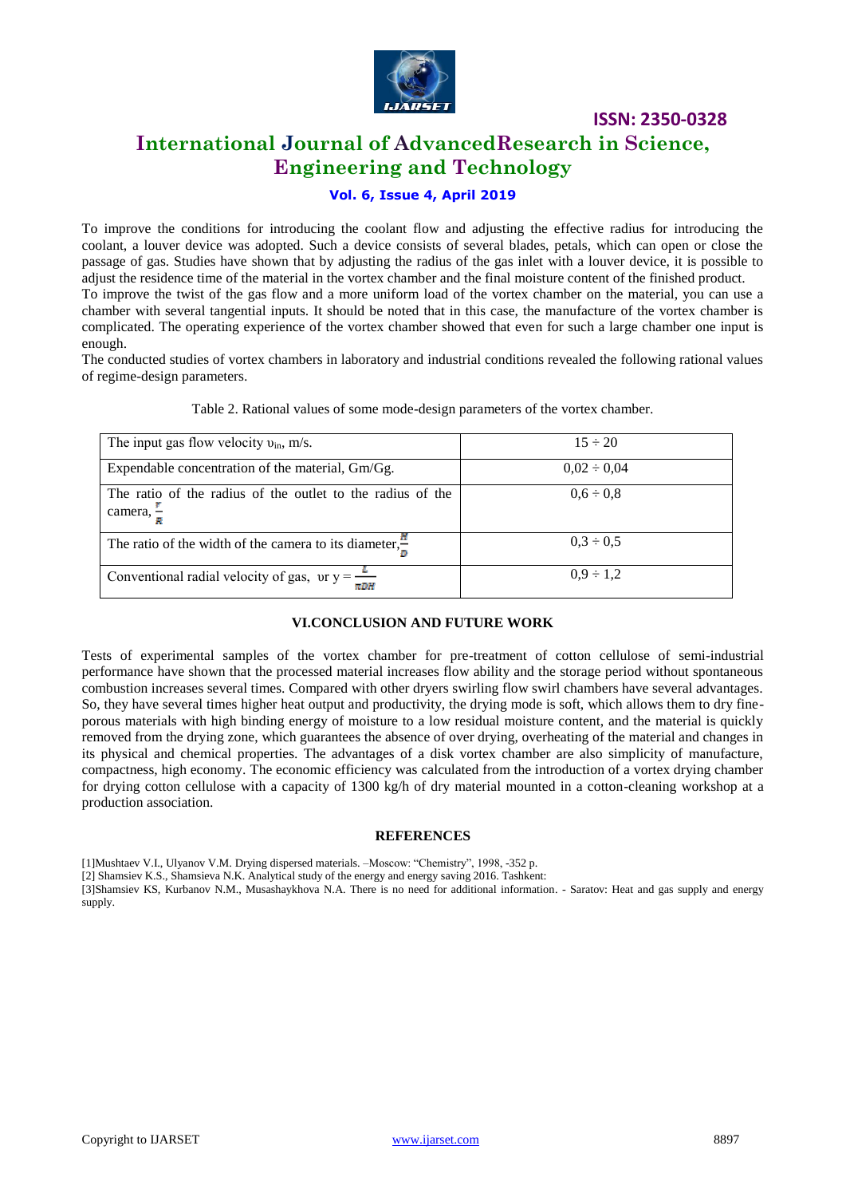To improve the conditions for introducing the coolant flow and adjusting the effective radius for introducing the coolant, a louver device was adopted. Such a device consists of several blades, petals, which can open or close the passage of gas. Studies have shown that by adjusting the radius of the gas inlet with a louver device, it is possible to adjust the residence time of the material in the vortex chamber and the final moisture content of the finished product.

To improve the twist of the gas flow and a more uniform load of the vortex chamber on the material, you can use a chamber with several tangential inputs. It should be noted that in this case, the manufacture of the vortex chamber is complicated. The operating experience of the vortex chamber showed that even for such a large chamber one input is enough.

The conducted studies of vortex chambers in laboratory and industrial conditions revealed the following rational values of regime-design parameters.

Table 2. Rational values of some mode-design parameters of the vortex chamber.

| | |
|---|---|
| The input gas flow velocity $\upsilon_{in}$, m/s. | 15 ÷ 20 |
| Expendable concentration of the material, Gm/Gg. | 0,02 ÷ 0,04 |
| The ratio of the radius of the outlet to the radius of the camera, $\frac{r}{R}$ | 0,6 ÷ 0,8 |
| The ratio of the width of the camera to its diameter, $\frac{H}{D}$ | 0,3 ÷ 0,5 |
| Conventional radial velocity of gas, $\upsilon r\ y = \frac{L}{\pi DH}$ | 0,9 ÷ 1,2 |

## VI.CONCLUSION AND FUTURE WORK

Tests of experimental samples of the vortex chamber for pre-treatment of cotton cellulose of semi-industrial performance have shown that the processed material increases flow ability and the storage period without spontaneous combustion increases several times. Compared with other dryers swirling flow swirl chambers have several advantages. So, they have several times higher heat output and productivity, the drying mode is soft, which allows them to dry fine-porous materials with high binding energy of moisture to a low residual moisture content, and the material is quickly removed from the drying zone, which guarantees the absence of over drying, overheating of the material and changes in its physical and chemical properties. The advantages of a disk vortex chamber are also simplicity of manufacture, compactness, high economy. The economic efficiency was calculated from the introduction of a vortex drying chamber for drying cotton cellulose with a capacity of 1300 kg/h of dry material mounted in a cotton-cleaning workshop at a production association.

## REFERENCES

[1]Mushtaev V.I., Ulyanov V.M. Drying dispersed materials. –Moscow: "Chemistry", 1998, -352 p.

[2] Shamsiev K.S., Shamsieva N.K. Analytical study of the energy and energy saving 2016. Tashkent:

[3]Shamsiev KS, Kurbanov N.M., Musashaykhova N.A. There is no need for additional information. - Saratov: Heat and gas supply and energy supply.